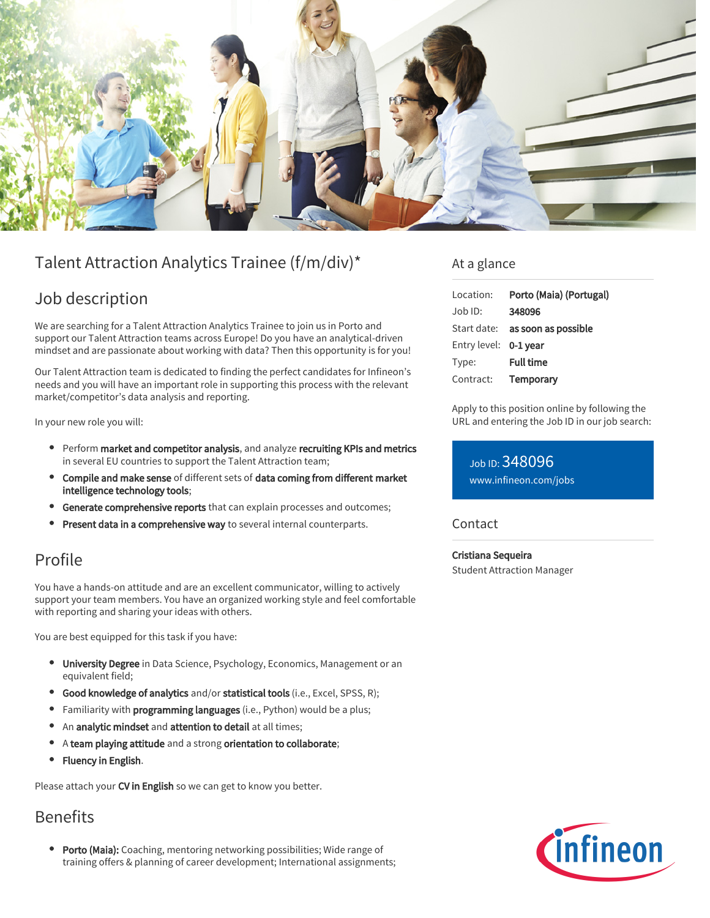# Talent Attraction Analytics Trainee (f/m/div)*

## Job description

We are searching for a Talent Attraction Analytics Trainee to join us in Porto and support our Talent Attraction teams across Europe! Do you have an analytical-driven mindset and are passionate about working with data? Then this opportunity is for you!

Our Talent Attraction team is dedicated to finding the perfect candidates for Infineon's needs and you will have an important role in supporting this process with the relevant market/competitor's data analysis and reporting.

In your new role you will:

- Perform **market and competitor analysis**, and analyze **recruiting KPIs and metrics** in several EU countries to support the Talent Attraction team;
- **Compile and make sense** of different sets of **data coming from different market intelligence technology tools**;
- **Generate comprehensive reports** that can explain processes and outcomes;
- **Present data in a comprehensive way** to several internal counterparts.

## Profile

You have a hands-on attitude and are an excellent communicator, willing to actively support your team members. You have an organized working style and feel comfortable with reporting and sharing your ideas with others.

You are best equipped for this task if you have:

- **University Degree** in Data Science, Psychology, Economics, Management or an equivalent field;
- **Good knowledge of analytics** and/or **statistical tools** (i.e., Excel, SPSS, R);
- Familiarity with **programming languages** (i.e., Python) would be a plus;
- An **analytic mindset** and **attention to detail** at all times;
- A **team playing attitude** and a strong **orientation to collaborate**;
- **Fluency in English**.

Please attach your **CV in English** so we can get to know you better.

## Benefits

- **Porto (Maia):** Coaching, mentoring networking possibilities; Wide range of training offers & planning of career development; International assignments;

## At a glance

| | |
|---|---|
| Location: | **Porto (Maia) (Portugal)** |
| Job ID: | **348096** |
| Start date: | **as soon as possible** |
| Entry level: | **0-1 year** |
| Type: | **Full time** |
| Contract: | **Temporary** |

Apply to this position online by following the URL and entering the Job ID in our job search:

Job ID: 348096
www.infineon.com/jobs

## Contact

**Cristiana Sequeira**
Student Attraction Manager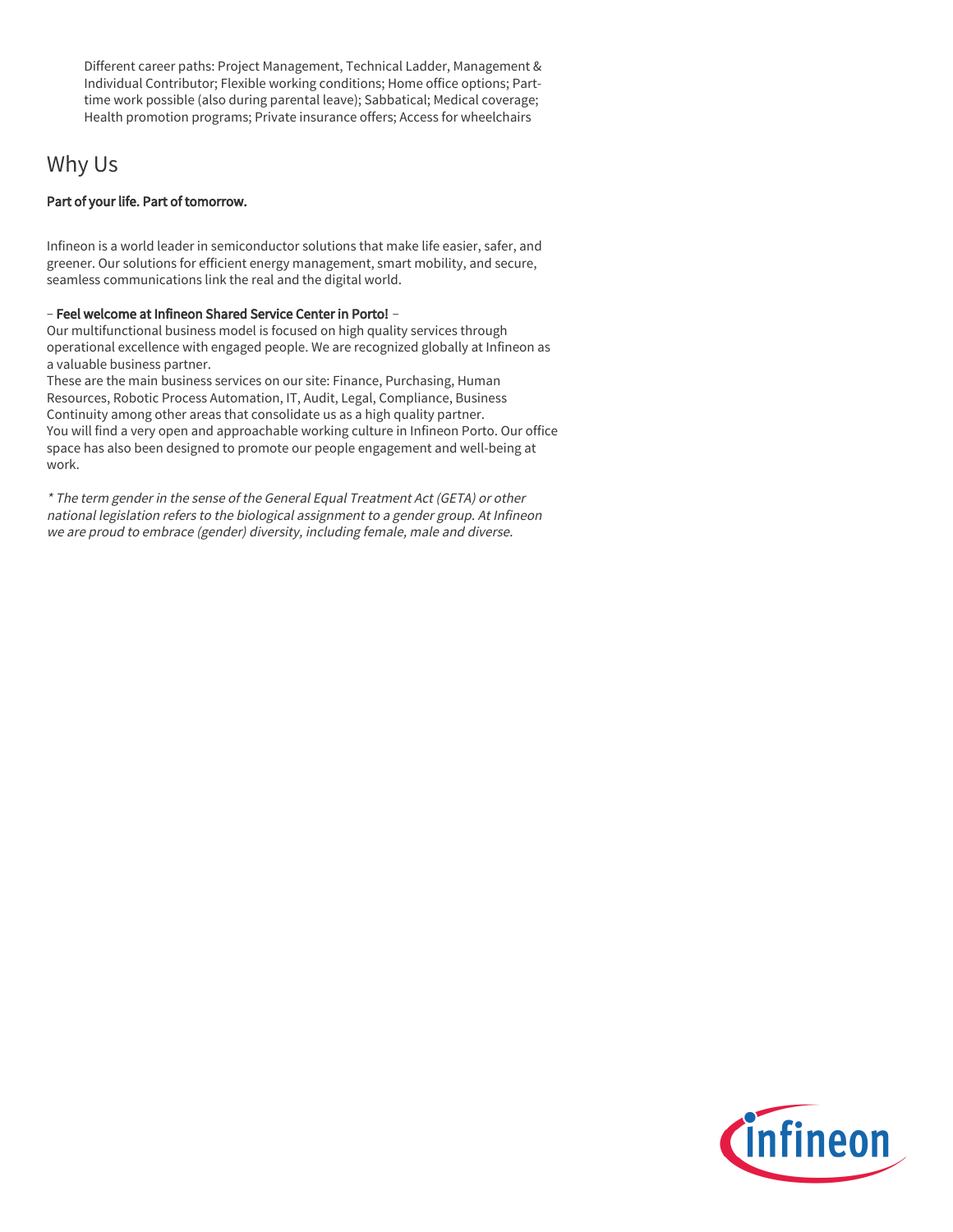Different career paths: Project Management, Technical Ladder, Management & Individual Contributor; Flexible working conditions; Home office options; Part-time work possible (also during parental leave); Sabbatical; Medical coverage; Health promotion programs; Private insurance offers; Access for wheelchairs

## Why Us

**Part of your life. Part of tomorrow.**

Infineon is a world leader in semiconductor solutions that make life easier, safer, and greener. Our solutions for efficient energy management, smart mobility, and secure, seamless communications link the real and the digital world.

– **Feel welcome at Infineon Shared Service Center in Porto!** –
Our multifunctional business model is focused on high quality services through operational excellence with engaged people. We are recognized globally at Infineon as a valuable business partner.
These are the main business services on our site: Finance, Purchasing, Human Resources, Robotic Process Automation, IT, Audit, Legal, Compliance, Business Continuity among other areas that consolidate us as a high quality partner.
You will find a very open and approachable working culture in Infineon Porto. Our office space has also been designed to promote our people engagement and well-being at work.

*\* The term gender in the sense of the General Equal Treatment Act (GETA) or other national legislation refers to the biological assignment to a gender group. At Infineon we are proud to embrace (gender) diversity, including female, male and diverse.*